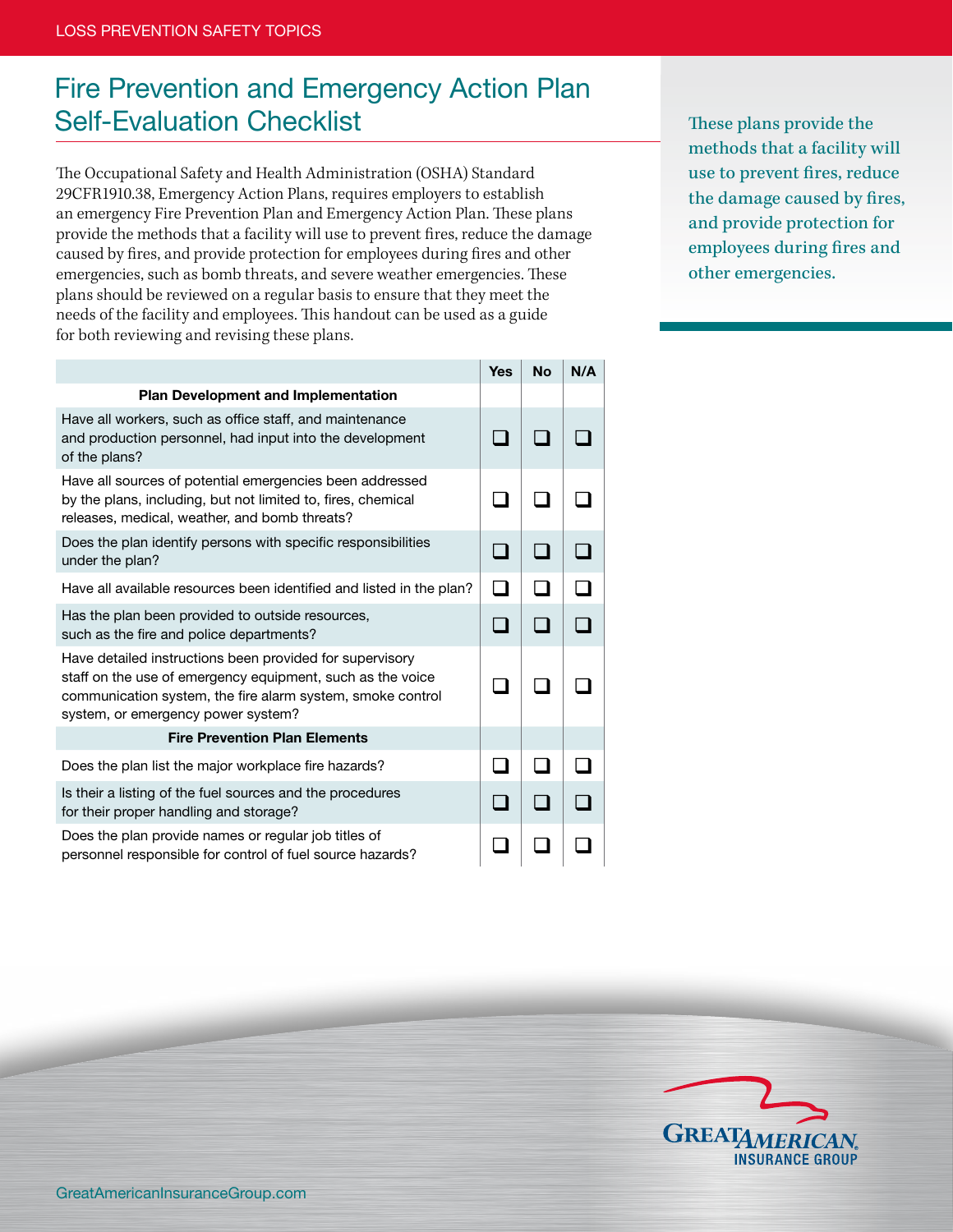# Fire Prevention and Emergency Action Plan Self-Evaluation Checklist

The Occupational Safety and Health Administration (OSHA) Standard 29CFR1910.38, Emergency Action Plans, requires employers to establish an emergency Fire Prevention Plan and Emergency Action Plan. These plans provide the methods that a facility will use to prevent fires, reduce the damage caused by fires, and provide protection for employees during fires and other emergencies, such as bomb threats, and severe weather emergencies. These plans should be reviewed on a regular basis to ensure that they meet the needs of the facility and employees. This handout can be used as a guide for both reviewing and revising these plans.

These plans provide the methods that a facility will use to prevent fires, reduce the damage caused by fires, and provide protection for employees during fires and other emergencies.

| | Yes | No | N/A |
|---|---|---|---|
| **Plan Development and Implementation** | | | |
| Have all workers, such as office staff, and maintenance and production personnel, had input into the development of the plans? | ❑ | ❑ | ❑ |
| Have all sources of potential emergencies been addressed by the plans, including, but not limited to, fires, chemical releases, medical, weather, and bomb threats? | ❑ | ❑ | ❑ |
| Does the plan identify persons with specific responsibilities under the plan? | ❑ | ❑ | ❑ |
| Have all available resources been identified and listed in the plan? | ❑ | ❑ | ❑ |
| Has the plan been provided to outside resources, such as the fire and police departments? | ❑ | ❑ | ❑ |
| Have detailed instructions been provided for supervisory staff on the use of emergency equipment, such as the voice communication system, the fire alarm system, smoke control system, or emergency power system? | ❑ | ❑ | ❑ |
| **Fire Prevention Plan Elements** | | | |
| Does the plan list the major workplace fire hazards? | ❑ | ❑ | ❑ |
| Is their a listing of the fuel sources and the procedures for their proper handling and storage? | ❑ | ❑ | ❑ |
| Does the plan provide names or regular job titles of personnel responsible for control of fuel source hazards? | ❑ | ❑ | ❑ |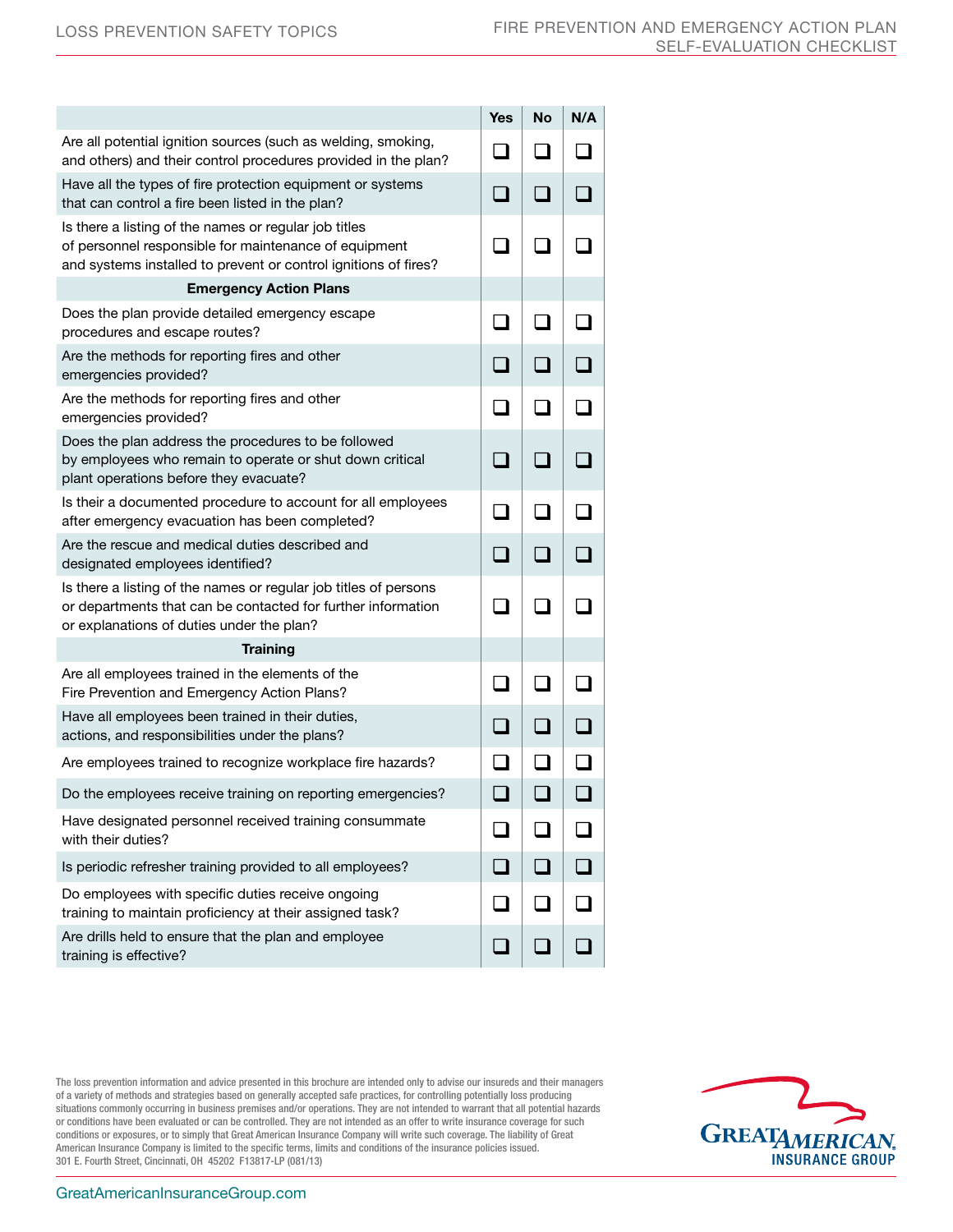| | Yes | No | N/A |
|---|---|---|---|
| Are all potential ignition sources (such as welding, smoking, and others) and their control procedures provided in the plan? | ❑ | ❑ | ❑ |
| Have all the types of fire protection equipment or systems that can control a fire been listed in the plan? | ❑ | ❑ | ❑ |
| Is there a listing of the names or regular job titles of personnel responsible for maintenance of equipment and systems installed to prevent or control ignitions of fires? | ❑ | ❑ | ❑ |
| **Emergency Action Plans** | | | |
| Does the plan provide detailed emergency escape procedures and escape routes? | ❑ | ❑ | ❑ |
| Are the methods for reporting fires and other emergencies provided? | ❑ | ❑ | ❑ |
| Are the methods for reporting fires and other emergencies provided? | ❑ | ❑ | ❑ |
| Does the plan address the procedures to be followed by employees who remain to operate or shut down critical plant operations before they evacuate? | ❑ | ❑ | ❑ |
| Is their a documented procedure to account for all employees after emergency evacuation has been completed? | ❑ | ❑ | ❑ |
| Are the rescue and medical duties described and designated employees identified? | ❑ | ❑ | ❑ |
| Is there a listing of the names or regular job titles of persons or departments that can be contacted for further information or explanations of duties under the plan? | ❑ | ❑ | ❑ |
| **Training** | | | |
| Are all employees trained in the elements of the Fire Prevention and Emergency Action Plans? | ❑ | ❑ | ❑ |
| Have all employees been trained in their duties, actions, and responsibilities under the plans? | ❑ | ❑ | ❑ |
| Are employees trained to recognize workplace fire hazards? | ❑ | ❑ | ❑ |
| Do the employees receive training on reporting emergencies? | ❑ | ❑ | ❑ |
| Have designated personnel received training consummate with their duties? | ❑ | ❑ | ❑ |
| Is periodic refresher training provided to all employees? | ❑ | ❑ | ❑ |
| Do employees with specific duties receive ongoing training to maintain proficiency at their assigned task? | ❑ | ❑ | ❑ |
| Are drills held to ensure that the plan and employee training is effective? | ❑ | ❑ | ❑ |

The loss prevention information and advice presented in this brochure are intended only to advise our insureds and their managers of a variety of methods and strategies based on generally accepted safe practices, for controlling potentially loss producing situations commonly occurring in business premises and/or operations. They are not intended to warrant that all potential hazards or conditions have been evaluated or can be controlled. They are not intended as an offer to write insurance coverage for such conditions or exposures, or to simply that Great American Insurance Company will write such coverage. The liability of Great American Insurance Company is limited to the specific terms, limits and conditions of the insurance policies issued.
301 E. Fourth Street, Cincinnati, OH 45202 F13817-LP (081/13)

GREAT AMERICAN INSURANCE GROUP

GreatAmericanInsuranceGroup.com